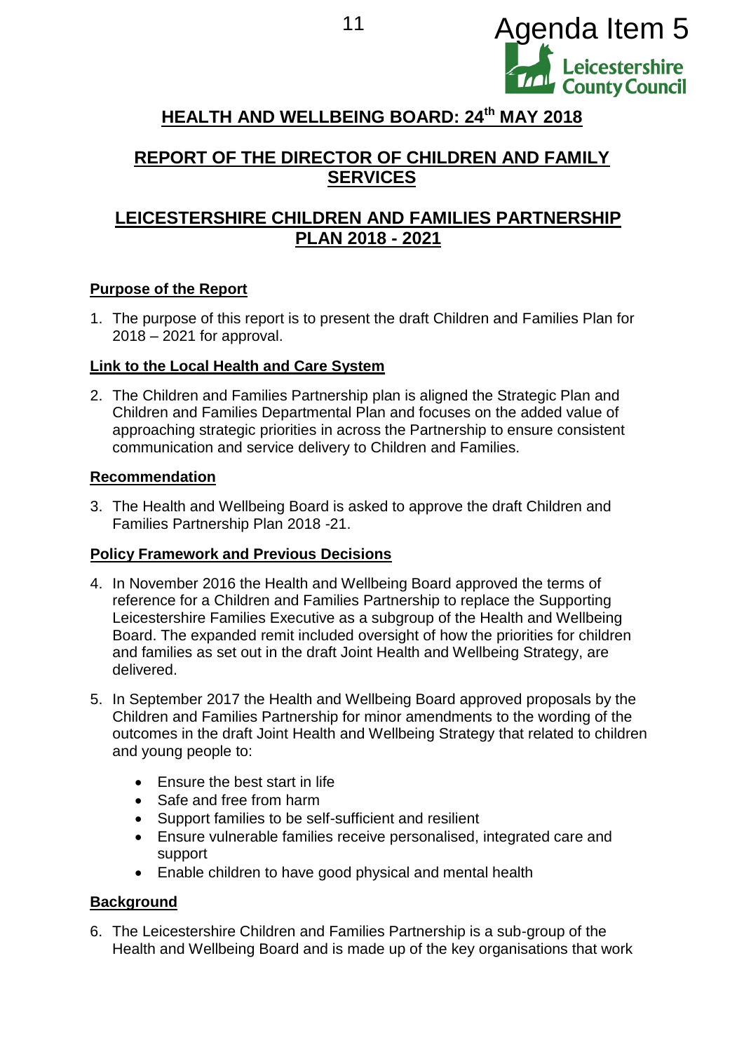Agenda Item 5

# HEALTH AND WELLBEING BOARD: 24th MAY 2018

## REPORT OF THE DIRECTOR OF CHILDREN AND FAMILY SERVICES

## LEICESTERSHIRE CHILDREN AND FAMILIES PARTNERSHIP PLAN 2018 - 2021

### Purpose of the Report

1. The purpose of this report is to present the draft Children and Families Plan for 2018 – 2021 for approval.

### Link to the Local Health and Care System

2. The Children and Families Partnership plan is aligned the Strategic Plan and Children and Families Departmental Plan and focuses on the added value of approaching strategic priorities in across the Partnership to ensure consistent communication and service delivery to Children and Families.

### Recommendation

3. The Health and Wellbeing Board is asked to approve the draft Children and Families Partnership Plan 2018 -21.

### Policy Framework and Previous Decisions

4. In November 2016 the Health and Wellbeing Board approved the terms of reference for a Children and Families Partnership to replace the Supporting Leicestershire Families Executive as a subgroup of the Health and Wellbeing Board. The expanded remit included oversight of how the priorities for children and families as set out in the draft Joint Health and Wellbeing Strategy, are delivered.

5. In September 2017 the Health and Wellbeing Board approved proposals by the Children and Families Partnership for minor amendments to the wording of the outcomes in the draft Joint Health and Wellbeing Strategy that related to children and young people to:

   - Ensure the best start in life
   - Safe and free from harm
   - Support families to be self-sufficient and resilient
   - Ensure vulnerable families receive personalised, integrated care and support
   - Enable children to have good physical and mental health

### Background

6. The Leicestershire Children and Families Partnership is a sub-group of the Health and Wellbeing Board and is made up of the key organisations that work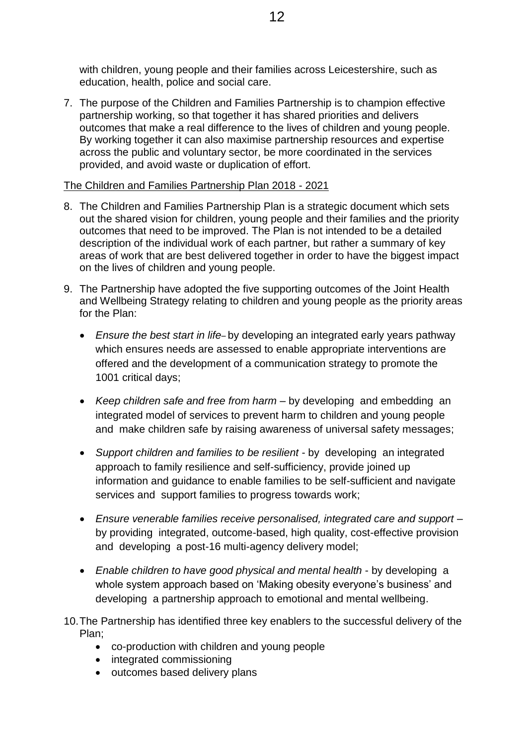with children, young people and their families across Leicestershire, such as education, health, police and social care.

7. The purpose of the Children and Families Partnership is to champion effective partnership working, so that together it has shared priorities and delivers outcomes that make a real difference to the lives of children and young people. By working together it can also maximise partnership resources and expertise across the public and voluntary sector, be more coordinated in the services provided, and avoid waste or duplication of effort.

The Children and Families Partnership Plan 2018 - 2021

8. The Children and Families Partnership Plan is a strategic document which sets out the shared vision for children, young people and their families and the priority outcomes that need to be improved. The Plan is not intended to be a detailed description of the individual work of each partner, but rather a summary of key areas of work that are best delivered together in order to have the biggest impact on the lives of children and young people.

9. The Partnership have adopted the five supporting outcomes of the Joint Health and Wellbeing Strategy relating to children and young people as the priority areas for the Plan:

   - *Ensure the best start in life* – by developing an integrated early years pathway which ensures needs are assessed to enable appropriate interventions are offered and the development of a communication strategy to promote the 1001 critical days;
   - *Keep children safe and free from harm* – by developing and embedding an integrated model of services to prevent harm to children and young people and make children safe by raising awareness of universal safety messages;
   - *Support children and families to be resilient* - by developing an integrated approach to family resilience and self-sufficiency, provide joined up information and guidance to enable families to be self-sufficient and navigate services and support families to progress towards work;
   - *Ensure venerable families receive personalised, integrated care and support* – by providing integrated, outcome-based, high quality, cost-effective provision and developing a post-16 multi-agency delivery model;
   - *Enable children to have good physical and mental health* - by developing a whole system approach based on 'Making obesity everyone's business' and developing a partnership approach to emotional and mental wellbeing.

10. The Partnership has identified three key enablers to the successful delivery of the Plan;
    - co-production with children and young people
    - integrated commissioning
    - outcomes based delivery plans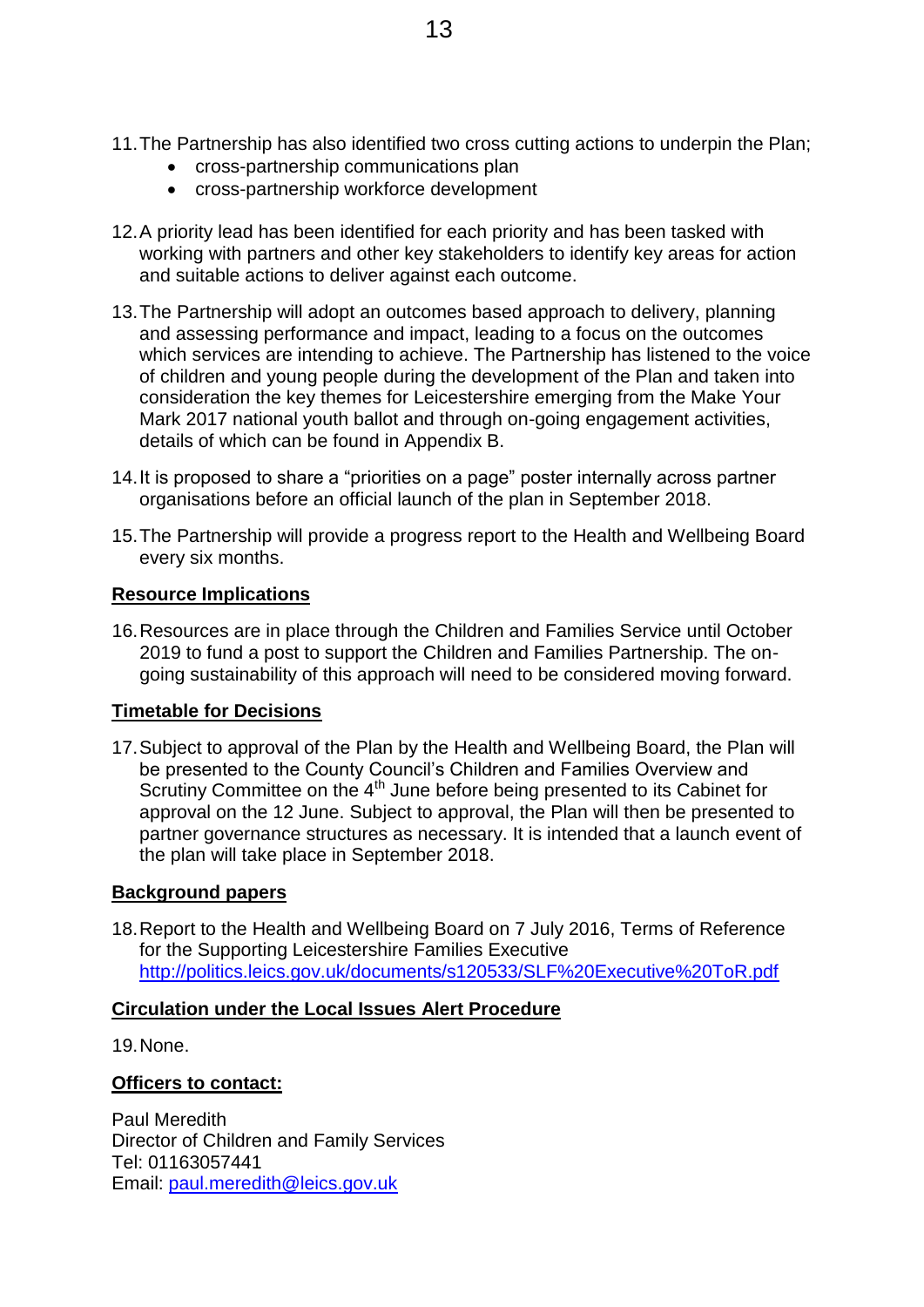11. The Partnership has also identified two cross cutting actions to underpin the Plan;
    - cross-partnership communications plan
    - cross-partnership workforce development

12. A priority lead has been identified for each priority and has been tasked with working with partners and other key stakeholders to identify key areas for action and suitable actions to deliver against each outcome.

13. The Partnership will adopt an outcomes based approach to delivery, planning and assessing performance and impact, leading to a focus on the outcomes which services are intending to achieve. The Partnership has listened to the voice of children and young people during the development of the Plan and taken into consideration the key themes for Leicestershire emerging from the Make Your Mark 2017 national youth ballot and through on-going engagement activities, details of which can be found in Appendix B.

14. It is proposed to share a "priorities on a page" poster internally across partner organisations before an official launch of the plan in September 2018.

15. The Partnership will provide a progress report to the Health and Wellbeing Board every six months.

**Resource Implications**

16. Resources are in place through the Children and Families Service until October 2019 to fund a post to support the Children and Families Partnership. The on-going sustainability of this approach will need to be considered moving forward.

**Timetable for Decisions**

17. Subject to approval of the Plan by the Health and Wellbeing Board, the Plan will be presented to the County Council's Children and Families Overview and Scrutiny Committee on the 4th June before being presented to its Cabinet for approval on the 12 June. Subject to approval, the Plan will then be presented to partner governance structures as necessary. It is intended that a launch event of the plan will take place in September 2018.

**Background papers**

18. Report to the Health and Wellbeing Board on 7 July 2016, Terms of Reference for the Supporting Leicestershire Families Executive
    http://politics.leics.gov.uk/documents/s120533/SLF%20Executive%20ToR.pdf

**Circulation under the Local Issues Alert Procedure**

19. None.

**Officers to contact:**

Paul Meredith
Director of Children and Family Services
Tel: 01163057441
Email: paul.meredith@leics.gov.uk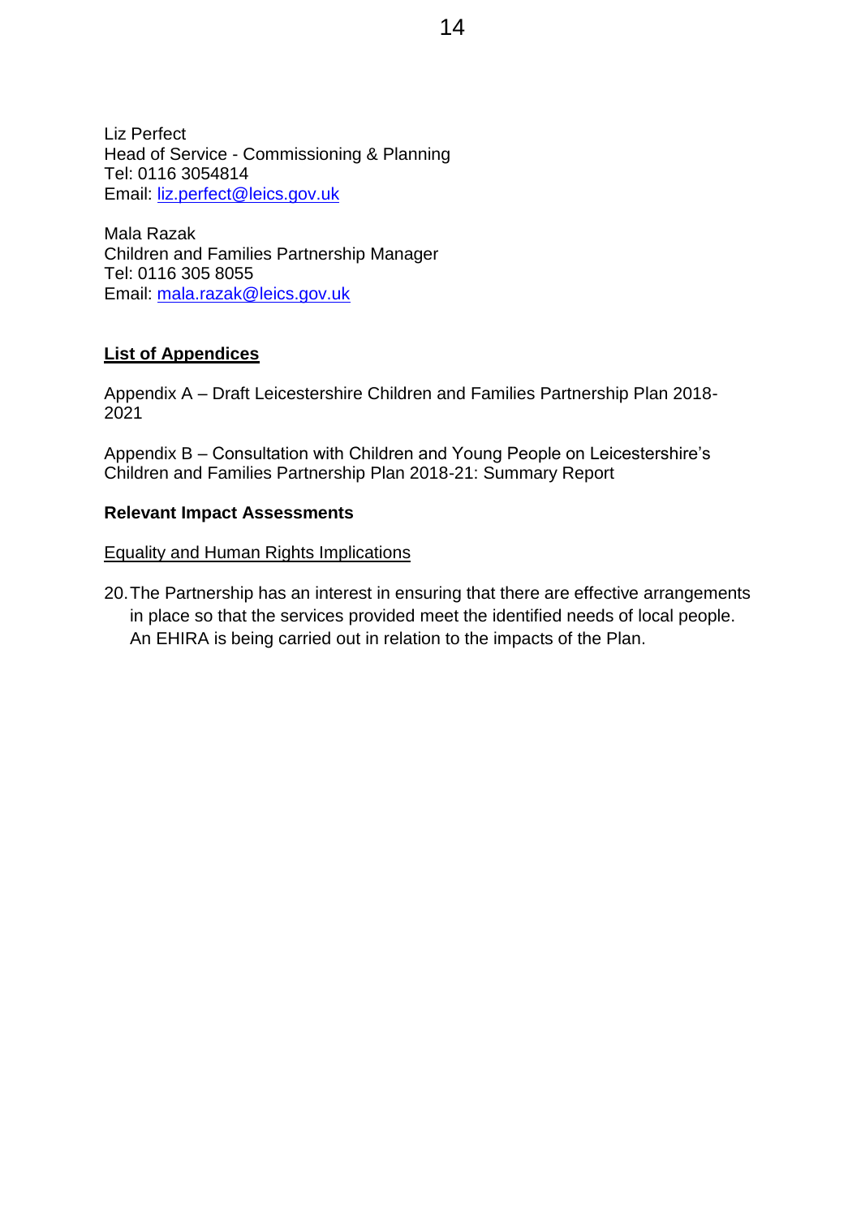Liz Perfect
Head of Service - Commissioning & Planning
Tel: 0116 3054814
Email: liz.perfect@leics.gov.uk

Mala Razak
Children and Families Partnership Manager
Tel: 0116 305 8055
Email: mala.razak@leics.gov.uk

**List of Appendices**

Appendix A – Draft Leicestershire Children and Families Partnership Plan 2018-2021

Appendix B – Consultation with Children and Young People on Leicestershire's Children and Families Partnership Plan 2018-21: Summary Report

**Relevant Impact Assessments**

Equality and Human Rights Implications

20. The Partnership has an interest in ensuring that there are effective arrangements in place so that the services provided meet the identified needs of local people. An EHIRA is being carried out in relation to the impacts of the Plan.